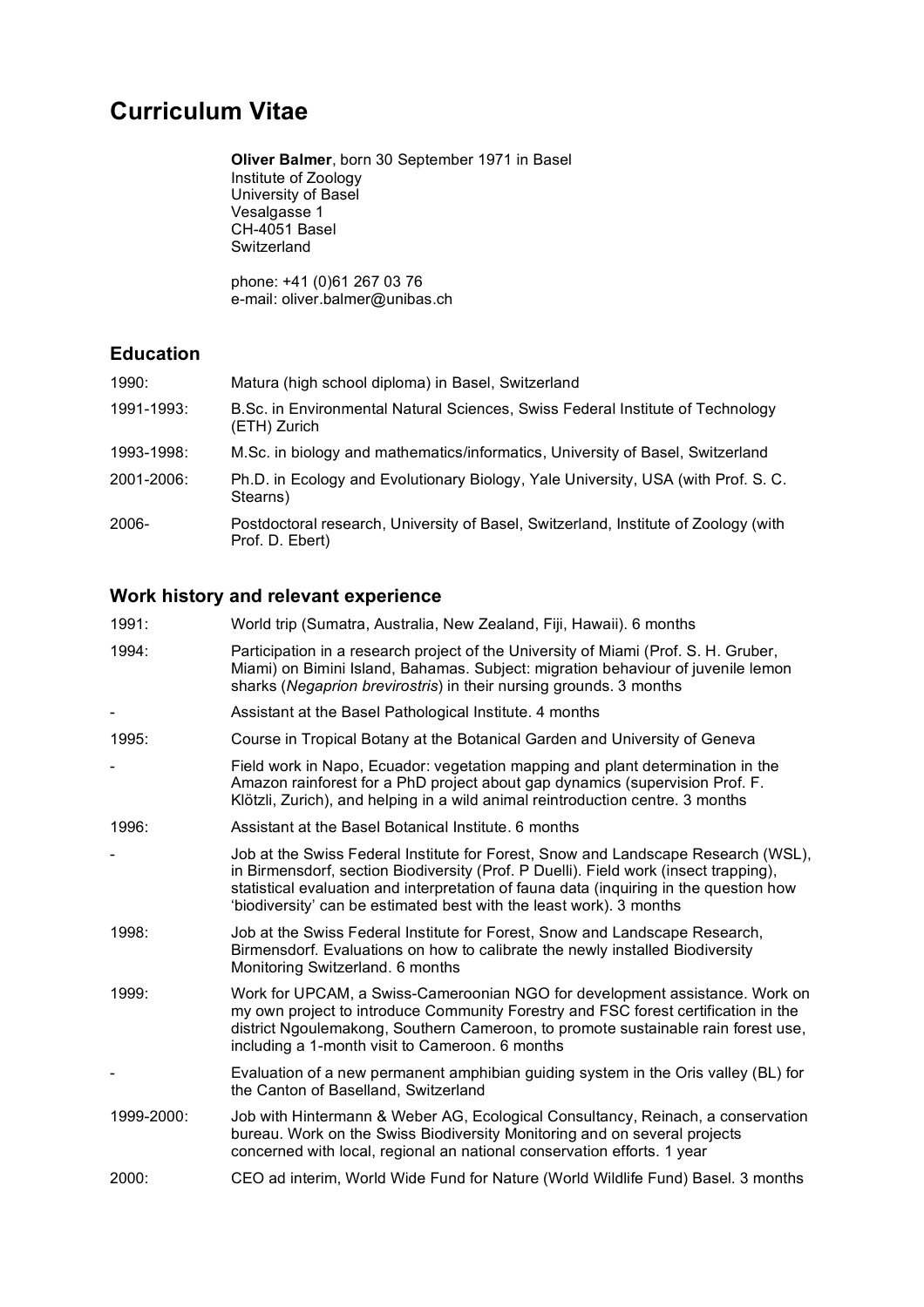# Curriculum Vitae

**Oliver Balmer**, born 30 September 1971 in Basel
Institute of Zoology
University of Basel
Vesalgasse 1
CH-4051 Basel
Switzerland

phone: +41 (0)61 267 03 76
e-mail: oliver.balmer@unibas.ch

## Education

| | |
|---|---|
| 1990: | Matura (high school diploma) in Basel, Switzerland |
| 1991-1993: | B.Sc. in Environmental Natural Sciences, Swiss Federal Institute of Technology (ETH) Zurich |
| 1993-1998: | M.Sc. in biology and mathematics/informatics, University of Basel, Switzerland |
| 2001-2006: | Ph.D. in Ecology and Evolutionary Biology, Yale University, USA (with Prof. S. C. Stearns) |
| 2006- | Postdoctoral research, University of Basel, Switzerland, Institute of Zoology (with Prof. D. Ebert) |

## Work history and relevant experience

| | |
|---|---|
| 1991: | World trip (Sumatra, Australia, New Zealand, Fiji, Hawaii). 6 months |
| 1994: | Participation in a research project of the University of Miami (Prof. S. H. Gruber, Miami) on Bimini Island, Bahamas. Subject: migration behaviour of juvenile lemon sharks (*Negaprion brevirostris*) in their nursing grounds. 3 months |
| - | Assistant at the Basel Pathological Institute. 4 months |
| 1995: | Course in Tropical Botany at the Botanical Garden and University of Geneva |
| - | Field work in Napo, Ecuador: vegetation mapping and plant determination in the Amazon rainforest for a PhD project about gap dynamics (supervision Prof. F. Klötzli, Zurich), and helping in a wild animal reintroduction centre. 3 months |
| 1996: | Assistant at the Basel Botanical Institute. 6 months |
| - | Job at the Swiss Federal Institute for Forest, Snow and Landscape Research (WSL), in Birmensdorf, section Biodiversity (Prof. P Duelli). Field work (insect trapping), statistical evaluation and interpretation of fauna data (inquiring in the question how 'biodiversity' can be estimated best with the least work). 3 months |
| 1998: | Job at the Swiss Federal Institute for Forest, Snow and Landscape Research, Birmensdorf. Evaluations on how to calibrate the newly installed Biodiversity Monitoring Switzerland. 6 months |
| 1999: | Work for UPCAM, a Swiss-Cameroonian NGO for development assistance. Work on my own project to introduce Community Forestry and FSC forest certification in the district Ngoulemakong, Southern Cameroon, to promote sustainable rain forest use, including a 1-month visit to Cameroon. 6 months |
| - | Evaluation of a new permanent amphibian guiding system in the Oris valley (BL) for the Canton of Baselland, Switzerland |
| 1999-2000: | Job with Hintermann & Weber AG, Ecological Consultancy, Reinach, a conservation bureau. Work on the Swiss Biodiversity Monitoring and on several projects concerned with local, regional an national conservation efforts. 1 year |
| 2000: | CEO ad interim, World Wide Fund for Nature (World Wildlife Fund) Basel. 3 months |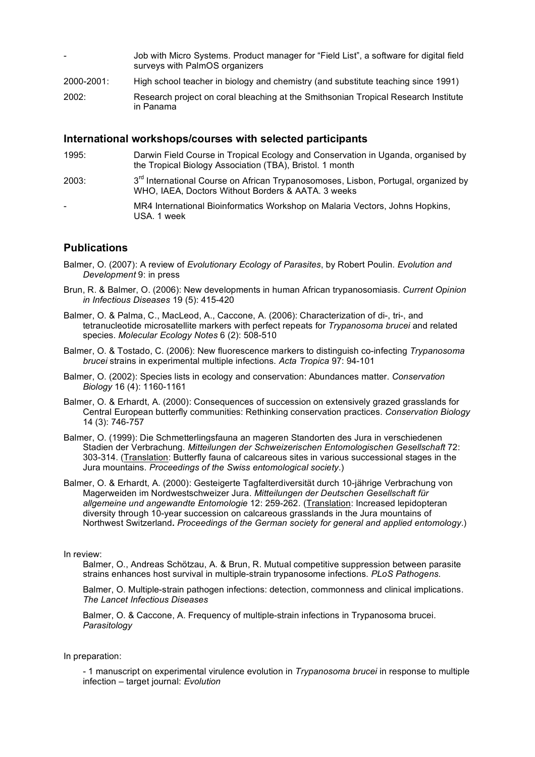- Job with Micro Systems. Product manager for "Field List", a software for digital field surveys with PalmOS organizers

2000-2001: High school teacher in biology and chemistry (and substitute teaching since 1991)

2002: Research project on coral bleaching at the Smithsonian Tropical Research Institute in Panama

## International workshops/courses with selected participants

1995: Darwin Field Course in Tropical Ecology and Conservation in Uganda, organised by the Tropical Biology Association (TBA), Bristol. 1 month

2003: 3rd International Course on African Trypanosomoses, Lisbon, Portugal, organized by WHO, IAEA, Doctors Without Borders & AATA. 3 weeks

- MR4 International Bioinformatics Workshop on Malaria Vectors, Johns Hopkins, USA. 1 week

## Publications

Balmer, O. (2007): A review of *Evolutionary Ecology of Parasites*, by Robert Poulin. *Evolution and Development* 9: in press

Brun, R. & Balmer, O. (2006): New developments in human African trypanosomiasis. *Current Opinion in Infectious Diseases* 19 (5): 415-420

Balmer, O. & Palma, C., MacLeod, A., Caccone, A. (2006): Characterization of di-, tri-, and tetranucleotide microsatellite markers with perfect repeats for *Trypanosoma brucei* and related species. *Molecular Ecology Notes* 6 (2): 508-510

Balmer, O. & Tostado, C. (2006): New fluorescence markers to distinguish co-infecting *Trypanosoma brucei* strains in experimental multiple infections. *Acta Tropica* 97: 94-101

Balmer, O. (2002): Species lists in ecology and conservation: Abundances matter. *Conservation Biology* 16 (4): 1160-1161

Balmer, O. & Erhardt, A. (2000): Consequences of succession on extensively grazed grasslands for Central European butterfly communities: Rethinking conservation practices. *Conservation Biology* 14 (3): 746-757

Balmer, O. (1999): Die Schmetterlingsfauna an mageren Standorten des Jura in verschiedenen Stadien der Verbrachung. *Mitteilungen der Schweizerischen Entomologischen Gesellschaft* 72: 303-314. (Translation: Butterfly fauna of calcareous sites in various successional stages in the Jura mountains. *Proceedings of the Swiss entomological society*.)

Balmer, O. & Erhardt, A. (2000): Gesteigerte Tagfalterdiversität durch 10-jährige Verbrachung von Magerweiden im Nordwestschweizer Jura. *Mitteilungen der Deutschen Gesellschaft für allgemeine und angewandte Entomologie* 12: 259-262. (Translation: Increased lepidopteran diversity through 10-year succession on calcareous grasslands in the Jura mountains of Northwest Switzerland. *Proceedings of the German society for general and applied entomology*.)

In review:

Balmer, O., Andreas Schötzau, A. & Brun, R. Mutual competitive suppression between parasite strains enhances host survival in multiple-strain trypanosome infections. *PLoS Pathogens.*

Balmer, O. Multiple-strain pathogen infections: detection, commonness and clinical implications. *The Lancet Infectious Diseases*

Balmer, O. & Caccone, A. Frequency of multiple-strain infections in Trypanosoma brucei. *Parasitology*

In preparation:

- 1 manuscript on experimental virulence evolution in *Trypanosoma brucei* in response to multiple infection – target journal: *Evolution*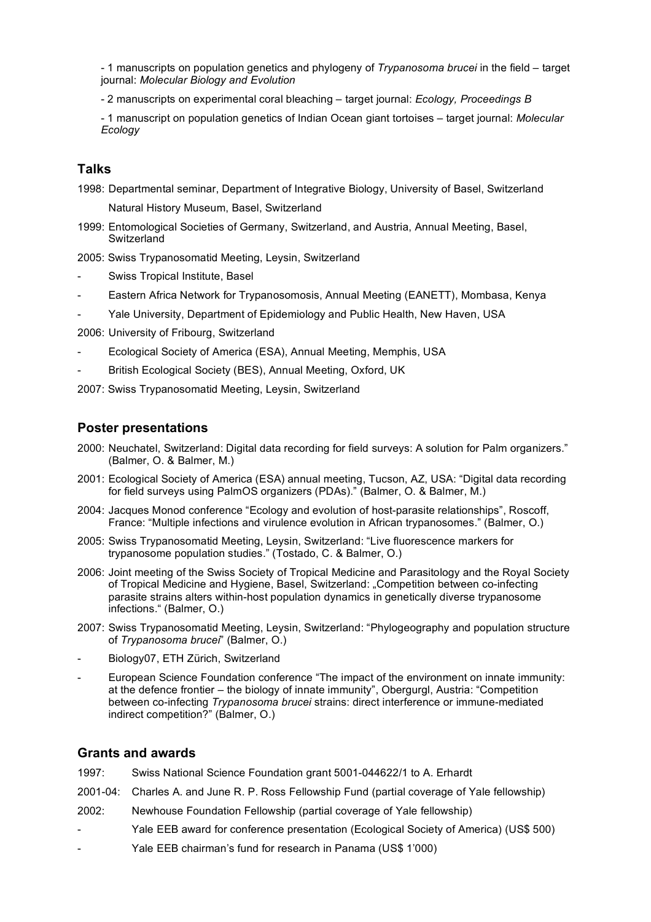- 1 manuscripts on population genetics and phylogeny of *Trypanosoma brucei* in the field – target journal: *Molecular Biology and Evolution*

- 2 manuscripts on experimental coral bleaching – target journal: *Ecology, Proceedings B*

- 1 manuscript on population genetics of Indian Ocean giant tortoises – target journal: *Molecular Ecology*

## Talks

1998: Departmental seminar, Department of Integrative Biology, University of Basel, Switzerland

Natural History Museum, Basel, Switzerland

1999: Entomological Societies of Germany, Switzerland, and Austria, Annual Meeting, Basel, Switzerland

2005: Swiss Trypanosomatid Meeting, Leysin, Switzerland

- Swiss Tropical Institute, Basel
- Eastern Africa Network for Trypanosomosis, Annual Meeting (EANETT), Mombasa, Kenya
- Yale University, Department of Epidemiology and Public Health, New Haven, USA

2006: University of Fribourg, Switzerland

- Ecological Society of America (ESA), Annual Meeting, Memphis, USA
- British Ecological Society (BES), Annual Meeting, Oxford, UK

2007: Swiss Trypanosomatid Meeting, Leysin, Switzerland

## Poster presentations

2000: Neuchatel, Switzerland: Digital data recording for field surveys: A solution for Palm organizers." (Balmer, O. & Balmer, M.)

2001: Ecological Society of America (ESA) annual meeting, Tucson, AZ, USA: "Digital data recording for field surveys using PalmOS organizers (PDAs)." (Balmer, O. & Balmer, M.)

2004: Jacques Monod conference "Ecology and evolution of host-parasite relationships", Roscoff, France: "Multiple infections and virulence evolution in African trypanosomes." (Balmer, O.)

2005: Swiss Trypanosomatid Meeting, Leysin, Switzerland: "Live fluorescence markers for trypanosome population studies." (Tostado, C. & Balmer, O.)

2006: Joint meeting of the Swiss Society of Tropical Medicine and Parasitology and the Royal Society of Tropical Medicine and Hygiene, Basel, Switzerland: „Competition between co-infecting parasite strains alters within-host population dynamics in genetically diverse trypanosome infections." (Balmer, O.)

2007: Swiss Trypanosomatid Meeting, Leysin, Switzerland: "Phylogeography and population structure of *Trypanosoma brucei*" (Balmer, O.)

- Biology07, ETH Zürich, Switzerland
- European Science Foundation conference "The impact of the environment on innate immunity: at the defence frontier – the biology of innate immunity", Obergurgl, Austria: "Competition between co-infecting *Trypanosoma brucei* strains: direct interference or immune-mediated indirect competition?" (Balmer, O.)

## Grants and awards

1997: Swiss National Science Foundation grant 5001-044622/1 to A. Erhardt

2001-04: Charles A. and June R. P. Ross Fellowship Fund (partial coverage of Yale fellowship)

2002: Newhouse Foundation Fellowship (partial coverage of Yale fellowship)

- Yale EEB award for conference presentation (Ecological Society of America) (US$ 500)
- Yale EEB chairman's fund for research in Panama (US$ 1'000)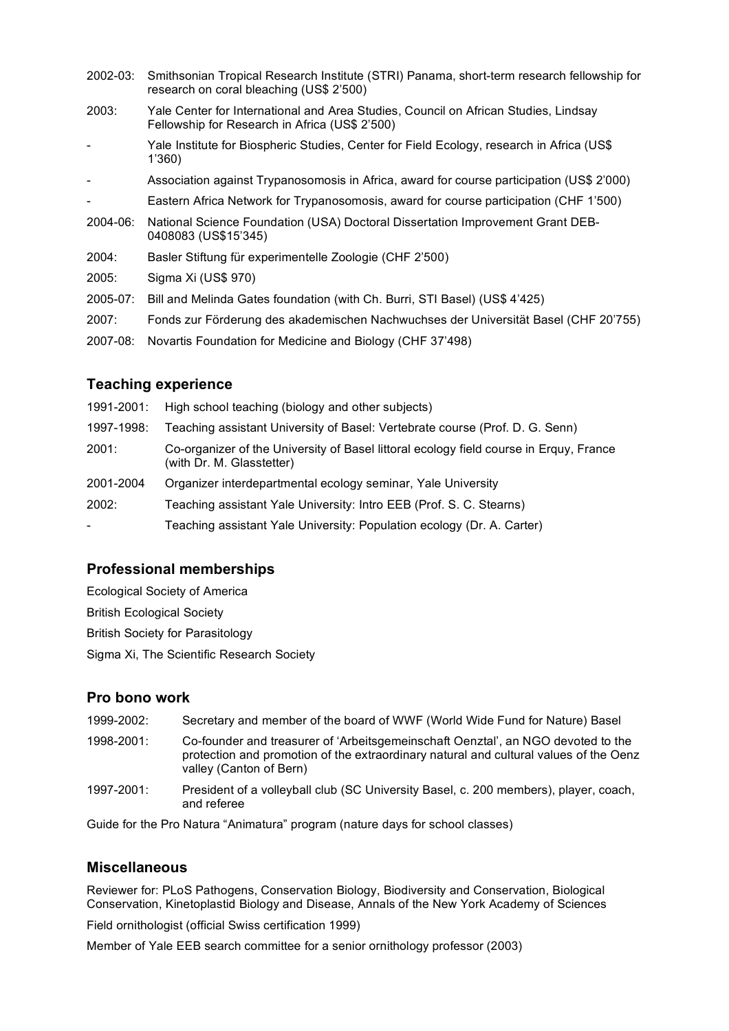2002-03: Smithsonian Tropical Research Institute (STRI) Panama, short-term research fellowship for research on coral bleaching (US$ 2'500)

2003: Yale Center for International and Area Studies, Council on African Studies, Lindsay Fellowship for Research in Africa (US$ 2'500)

- Yale Institute for Biospheric Studies, Center for Field Ecology, research in Africa (US$ 1'360)

- Association against Trypanosomosis in Africa, award for course participation (US$ 2'000)

- Eastern Africa Network for Trypanosomosis, award for course participation (CHF 1'500)

2004-06: National Science Foundation (USA) Doctoral Dissertation Improvement Grant DEB-0408083 (US$15'345)

2004: Basler Stiftung für experimentelle Zoologie (CHF 2'500)

2005: Sigma Xi (US$ 970)

2005-07: Bill and Melinda Gates foundation (with Ch. Burri, STI Basel) (US$ 4'425)

2007: Fonds zur Förderung des akademischen Nachwuchses der Universität Basel (CHF 20'755)

2007-08: Novartis Foundation for Medicine and Biology (CHF 37'498)

## Teaching experience

1991-2001: High school teaching (biology and other subjects)

1997-1998: Teaching assistant University of Basel: Vertebrate course (Prof. D. G. Senn)

2001: Co-organizer of the University of Basel littoral ecology field course in Erquy, France (with Dr. M. Glasstetter)

2001-2004 Organizer interdepartmental ecology seminar, Yale University

2002: Teaching assistant Yale University: Intro EEB (Prof. S. C. Stearns)

- Teaching assistant Yale University: Population ecology (Dr. A. Carter)

## Professional memberships

Ecological Society of America

British Ecological Society

British Society for Parasitology

Sigma Xi, The Scientific Research Society

## Pro bono work

1999-2002: Secretary and member of the board of WWF (World Wide Fund for Nature) Basel

1998-2001: Co-founder and treasurer of 'Arbeitsgemeinschaft Oenztal', an NGO devoted to the protection and promotion of the extraordinary natural and cultural values of the Oenz valley (Canton of Bern)

1997-2001: President of a volleyball club (SC University Basel, c. 200 members), player, coach, and referee

Guide for the Pro Natura "Animatura" program (nature days for school classes)

## Miscellaneous

Reviewer for: PLoS Pathogens, Conservation Biology, Biodiversity and Conservation, Biological Conservation, Kinetoplastid Biology and Disease, Annals of the New York Academy of Sciences

Field ornithologist (official Swiss certification 1999)

Member of Yale EEB search committee for a senior ornithology professor (2003)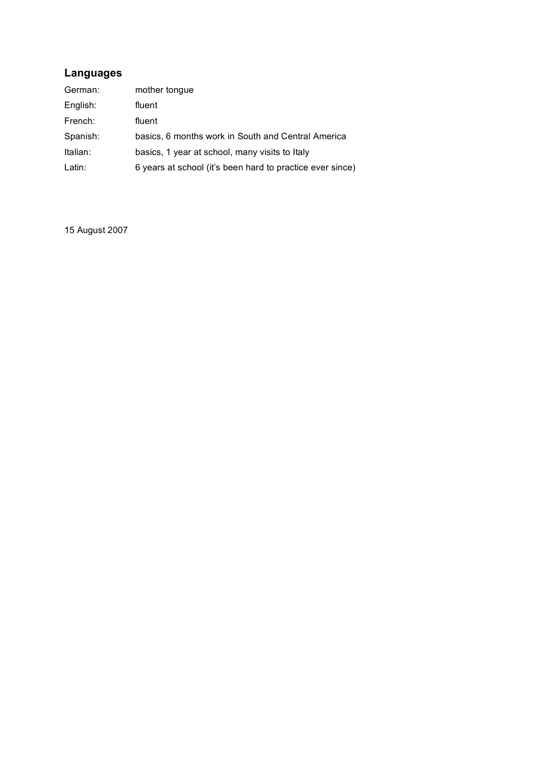## Languages

| | |
|---|---|
| German: | mother tongue |
| English: | fluent |
| French: | fluent |
| Spanish: | basics, 6 months work in South and Central America |
| Italian: | basics, 1 year at school, many visits to Italy |
| Latin: | 6 years at school (it's been hard to practice ever since) |

15 August 2007